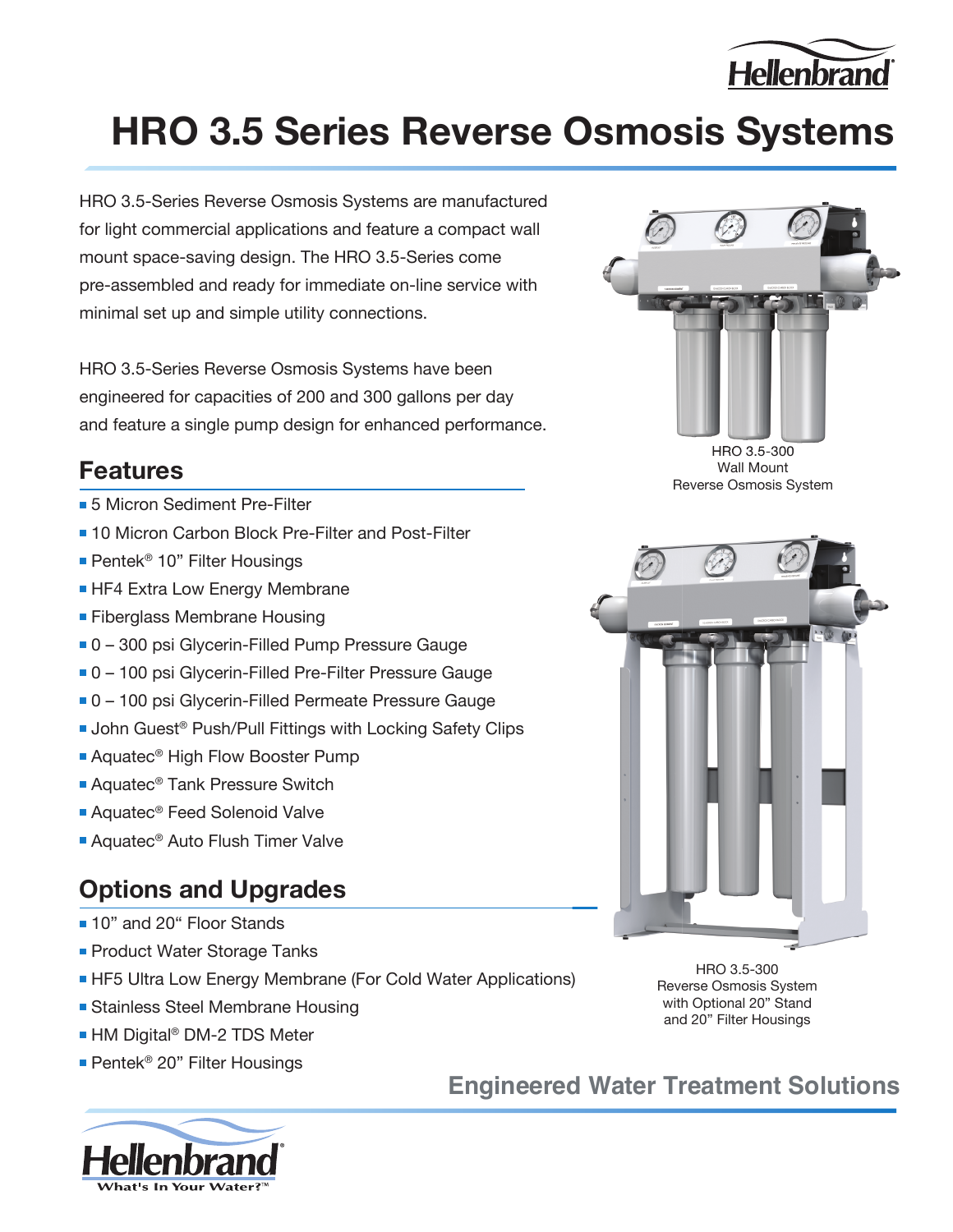# HRO 3.5 Series Reverse Osmosis Systems

HRO 3.5-Series Reverse Osmosis Systems are manufactured for light commercial applications and feature a compact wall mount space-saving design. The HRO 3.5-Series come pre-assembled and ready for immediate on-line service with minimal set up and simple utility connections.

HRO 3.5-Series Reverse Osmosis Systems have been engineered for capacities of 200 and 300 gallons per day and feature a single pump design for enhanced performance.

HRO 3.5-300
Wall Mount
Reverse Osmosis System

## Features

- 5 Micron Sediment Pre-Filter
- 10 Micron Carbon Block Pre-Filter and Post-Filter
- Pentek® 10" Filter Housings
- HF4 Extra Low Energy Membrane
- Fiberglass Membrane Housing
- 0 – 300 psi Glycerin-Filled Pump Pressure Gauge
- 0 – 100 psi Glycerin-Filled Pre-Filter Pressure Gauge
- 0 – 100 psi Glycerin-Filled Permeate Pressure Gauge
- John Guest® Push/Pull Fittings with Locking Safety Clips
- Aquatec® High Flow Booster Pump
- Aquatec® Tank Pressure Switch
- Aquatec® Feed Solenoid Valve
- Aquatec® Auto Flush Timer Valve

## Options and Upgrades

- 10" and 20" Floor Stands
- Product Water Storage Tanks
- HF5 Ultra Low Energy Membrane (For Cold Water Applications)
- Stainless Steel Membrane Housing
- HM Digital® DM-2 TDS Meter
- Pentek® 20" Filter Housings

HRO 3.5-300
Reverse Osmosis System
with Optional 20" Stand
and 20" Filter Housings

**Engineered Water Treatment Solutions**

Hellenbrand
What's In Your Water?™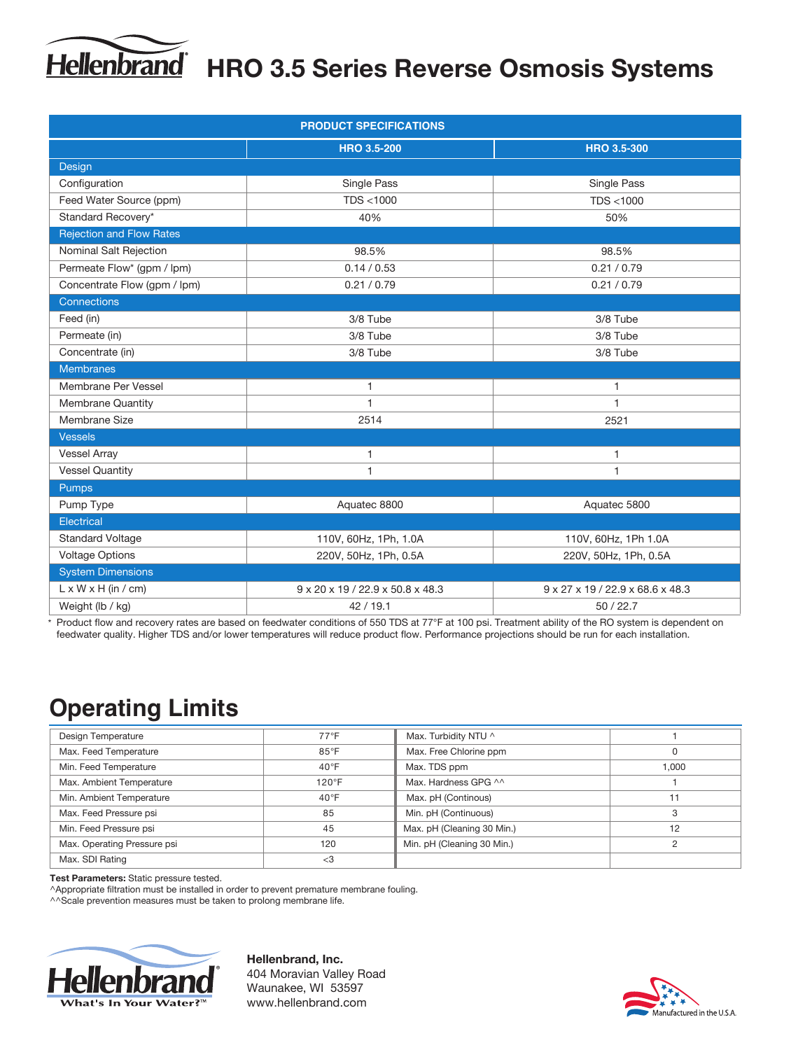# Hellenbrand HRO 3.5 Series Reverse Osmosis Systems

| PRODUCT SPECIFICATIONS | | |
|---|---|---|
| | **HRO 3.5-200** | **HRO 3.5-300** |
| **Design** | | |
| Configuration | Single Pass | Single Pass |
| Feed Water Source (ppm) | TDS <1000 | TDS <1000 |
| Standard Recovery* | 40% | 50% |
| **Rejection and Flow Rates** | | |
| Nominal Salt Rejection | 98.5% | 98.5% |
| Permeate Flow* (gpm / lpm) | 0.14 / 0.53 | 0.21 / 0.79 |
| Concentrate Flow (gpm / lpm) | 0.21 / 0.79 | 0.21 / 0.79 |
| **Connections** | | |
| Feed (in) | 3/8 Tube | 3/8 Tube |
| Permeate (in) | 3/8 Tube | 3/8 Tube |
| Concentrate (in) | 3/8 Tube | 3/8 Tube |
| **Membranes** | | |
| Membrane Per Vessel | 1 | 1 |
| Membrane Quantity | 1 | 1 |
| Membrane Size | 2514 | 2521 |
| **Vessels** | | |
| Vessel Array | 1 | 1 |
| Vessel Quantity | 1 | 1 |
| **Pumps** | | |
| Pump Type | Aquatec 8800 | Aquatec 5800 |
| **Electrical** | | |
| Standard Voltage | 110V, 60Hz, 1Ph, 1.0A | 110V, 60Hz, 1Ph 1.0A |
| Voltage Options | 220V, 50Hz, 1Ph, 0.5A | 220V, 50Hz, 1Ph, 0.5A |
| **System Dimensions** | | |
| L x W x H (in / cm) | 9 x 20 x 19 / 22.9 x 50.8 x 48.3 | 9 x 27 x 19 / 22.9 x 68.6 x 48.3 |
| Weight (lb / kg) | 42 / 19.1 | 50 / 22.7 |

* Product flow and recovery rates are based on feedwater conditions of 550 TDS at 77°F at 100 psi. Treatment ability of the RO system is dependent on feedwater quality. Higher TDS and/or lower temperatures will reduce product flow. Performance projections should be run for each installation.

## Operating Limits

| | | | |
|---|---|---|---|
| Design Temperature | 77°F | Max. Turbidity NTU ^ | 1 |
| Max. Feed Temperature | 85°F | Max. Free Chlorine ppm | 0 |
| Min. Feed Temperature | 40°F | Max. TDS ppm | 1,000 |
| Max. Ambient Temperature | 120°F | Max. Hardness GPG ^^ | 1 |
| Min. Ambient Temperature | 40°F | Max. pH (Continous) | 11 |
| Max. Feed Pressure psi | 85 | Min. pH (Continuous) | 3 |
| Min. Feed Pressure psi | 45 | Max. pH (Cleaning 30 Min.) | 12 |
| Max. Operating Pressure psi | 120 | Min. pH (Cleaning 30 Min.) | 2 |
| Max. SDI Rating | <3 | | |

**Test Parameters:** Static pressure tested.
^Appropriate filtration must be installed in order to prevent premature membrane fouling.
^^Scale prevention measures must be taken to prolong membrane life.

Hellenbrand — What's In Your Water?™

**Hellenbrand, Inc.**
404 Moravian Valley Road
Waunakee, WI 53597
www.hellenbrand.com

Manufactured in the U.S.A.